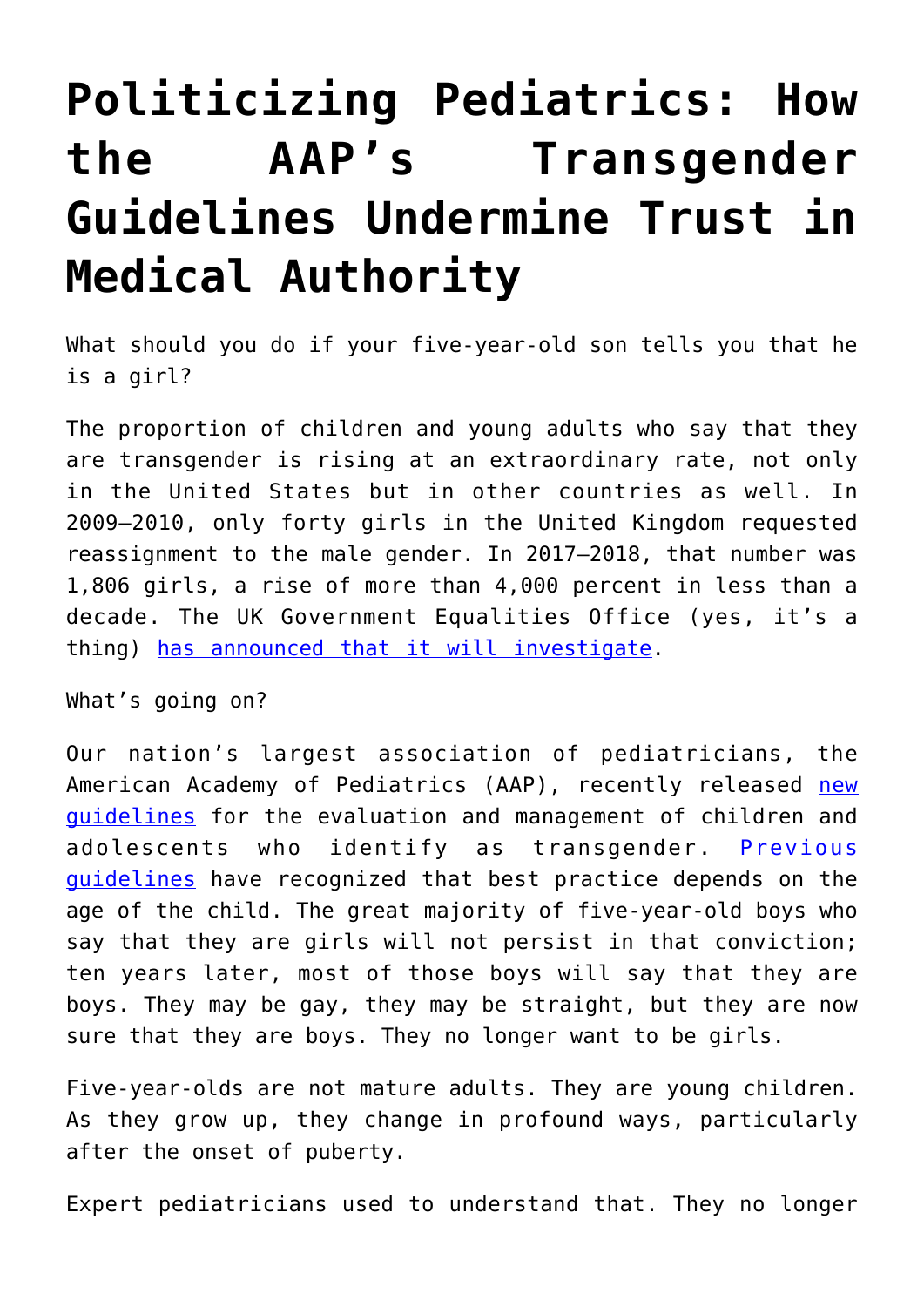# Politicizing Pediatrics: How the AAP's Transgender Guidelines Undermine Trust in Medical Authority

What should you do if your five-year-old son tells you that he is a girl?

The proportion of children and young adults who say that they are transgender is rising at an extraordinary rate, not only in the United States but in other countries as well. In 2009–2010, only forty girls in the United Kingdom requested reassignment to the male gender. In 2017–2018, that number was 1,806 girls, a rise of more than 4,000 percent in less than a decade. The UK Government Equalities Office (yes, it's a thing) has announced that it will investigate.

What's going on?

Our nation's largest association of pediatricians, the American Academy of Pediatrics (AAP), recently released new guidelines for the evaluation and management of children and adolescents who identify as transgender. Previous guidelines have recognized that best practice depends on the age of the child. The great majority of five-year-old boys who say that they are girls will not persist in that conviction; ten years later, most of those boys will say that they are boys. They may be gay, they may be straight, but they are now sure that they are boys. They no longer want to be girls.

Five-year-olds are not mature adults. They are young children. As they grow up, they change in profound ways, particularly after the onset of puberty.

Expert pediatricians used to understand that. They no longer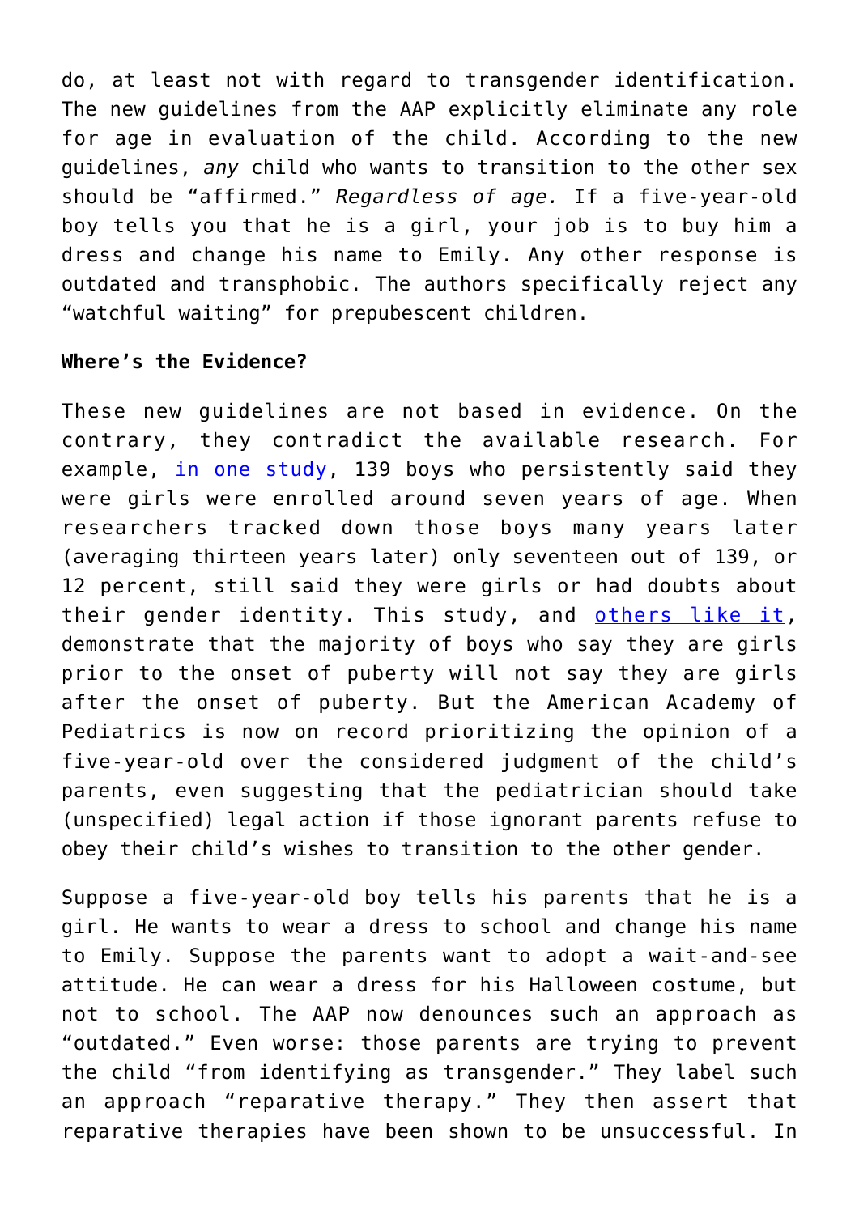do, at least not with regard to transgender identification. The new guidelines from the AAP explicitly eliminate any role for age in evaluation of the child. According to the new guidelines, *any* child who wants to transition to the other sex should be "affirmed." *Regardless of age.* If a five-year-old boy tells you that he is a girl, your job is to buy him a dress and change his name to Emily. Any other response is outdated and transphobic. The authors specifically reject any "watchful waiting" for prepubescent children.

**Where's the Evidence?**

These new guidelines are not based in evidence. On the contrary, they contradict the available research. For example, in one study, 139 boys who persistently said they were girls were enrolled around seven years of age. When researchers tracked down those boys many years later (averaging thirteen years later) only seventeen out of 139, or 12 percent, still said they were girls or had doubts about their gender identity. This study, and others like it, demonstrate that the majority of boys who say they are girls prior to the onset of puberty will not say they are girls after the onset of puberty. But the American Academy of Pediatrics is now on record prioritizing the opinion of a five-year-old over the considered judgment of the child's parents, even suggesting that the pediatrician should take (unspecified) legal action if those ignorant parents refuse to obey their child's wishes to transition to the other gender.

Suppose a five-year-old boy tells his parents that he is a girl. He wants to wear a dress to school and change his name to Emily. Suppose the parents want to adopt a wait-and-see attitude. He can wear a dress for his Halloween costume, but not to school. The AAP now denounces such an approach as "outdated." Even worse: those parents are trying to prevent the child "from identifying as transgender." They label such an approach "reparative therapy." They then assert that reparative therapies have been shown to be unsuccessful. In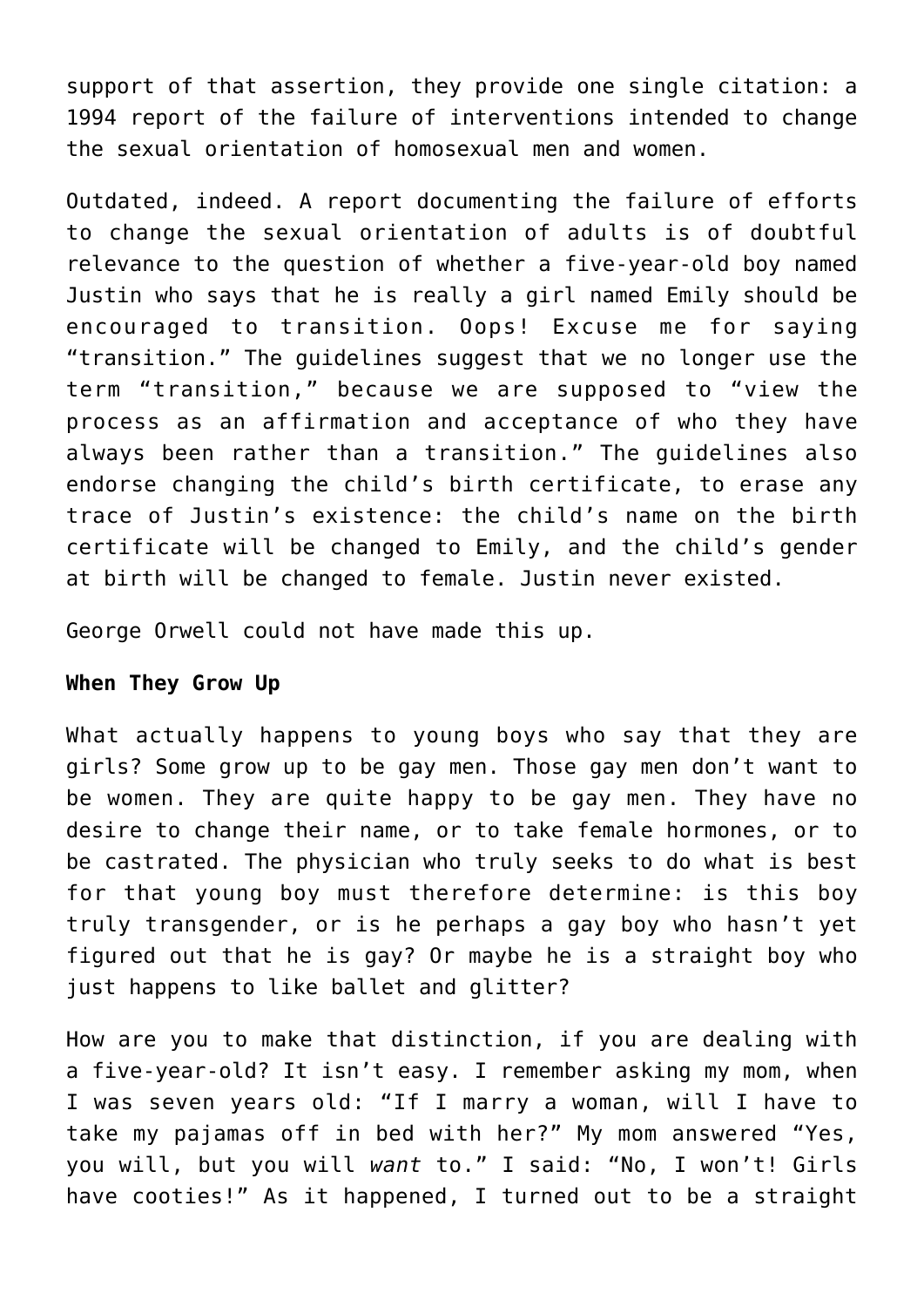support of that assertion, they provide one single citation: a 1994 report of the failure of interventions intended to change the sexual orientation of homosexual men and women.

Outdated, indeed. A report documenting the failure of efforts to change the sexual orientation of adults is of doubtful relevance to the question of whether a five-year-old boy named Justin who says that he is really a girl named Emily should be encouraged to transition. Oops! Excuse me for saying "transition." The guidelines suggest that we no longer use the term "transition," because we are supposed to "view the process as an affirmation and acceptance of who they have always been rather than a transition." The guidelines also endorse changing the child's birth certificate, to erase any trace of Justin's existence: the child's name on the birth certificate will be changed to Emily, and the child's gender at birth will be changed to female. Justin never existed.

George Orwell could not have made this up.

**When They Grow Up**

What actually happens to young boys who say that they are girls? Some grow up to be gay men. Those gay men don't want to be women. They are quite happy to be gay men. They have no desire to change their name, or to take female hormones, or to be castrated. The physician who truly seeks to do what is best for that young boy must therefore determine: is this boy truly transgender, or is he perhaps a gay boy who hasn't yet figured out that he is gay? Or maybe he is a straight boy who just happens to like ballet and glitter?

How are you to make that distinction, if you are dealing with a five-year-old? It isn't easy. I remember asking my mom, when I was seven years old: "If I marry a woman, will I have to take my pajamas off in bed with her?" My mom answered "Yes, you will, but you will *want* to." I said: "No, I won't! Girls have cooties!" As it happened, I turned out to be a straight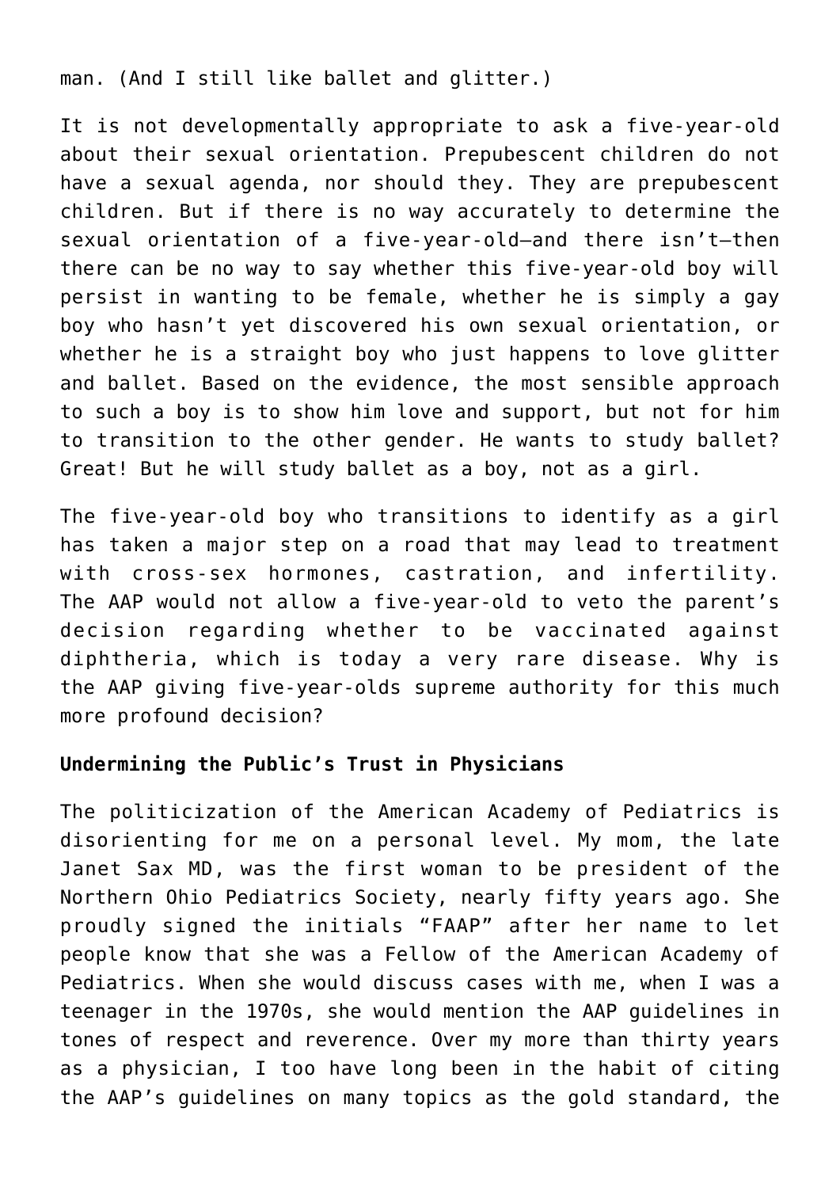man. (And I still like ballet and glitter.)

It is not developmentally appropriate to ask a five-year-old about their sexual orientation. Prepubescent children do not have a sexual agenda, nor should they. They are prepubescent children. But if there is no way accurately to determine the sexual orientation of a five-year-old—and there isn't—then there can be no way to say whether this five-year-old boy will persist in wanting to be female, whether he is simply a gay boy who hasn't yet discovered his own sexual orientation, or whether he is a straight boy who just happens to love glitter and ballet. Based on the evidence, the most sensible approach to such a boy is to show him love and support, but not for him to transition to the other gender. He wants to study ballet? Great! But he will study ballet as a boy, not as a girl.

The five-year-old boy who transitions to identify as a girl has taken a major step on a road that may lead to treatment with cross-sex hormones, castration, and infertility. The AAP would not allow a five-year-old to veto the parent's decision regarding whether to be vaccinated against diphtheria, which is today a very rare disease. Why is the AAP giving five-year-olds supreme authority for this much more profound decision?

**Undermining the Public's Trust in Physicians**

The politicization of the American Academy of Pediatrics is disorienting for me on a personal level. My mom, the late Janet Sax MD, was the first woman to be president of the Northern Ohio Pediatrics Society, nearly fifty years ago. She proudly signed the initials "FAAP" after her name to let people know that she was a Fellow of the American Academy of Pediatrics. When she would discuss cases with me, when I was a teenager in the 1970s, she would mention the AAP guidelines in tones of respect and reverence. Over my more than thirty years as a physician, I too have long been in the habit of citing the AAP's guidelines on many topics as the gold standard, the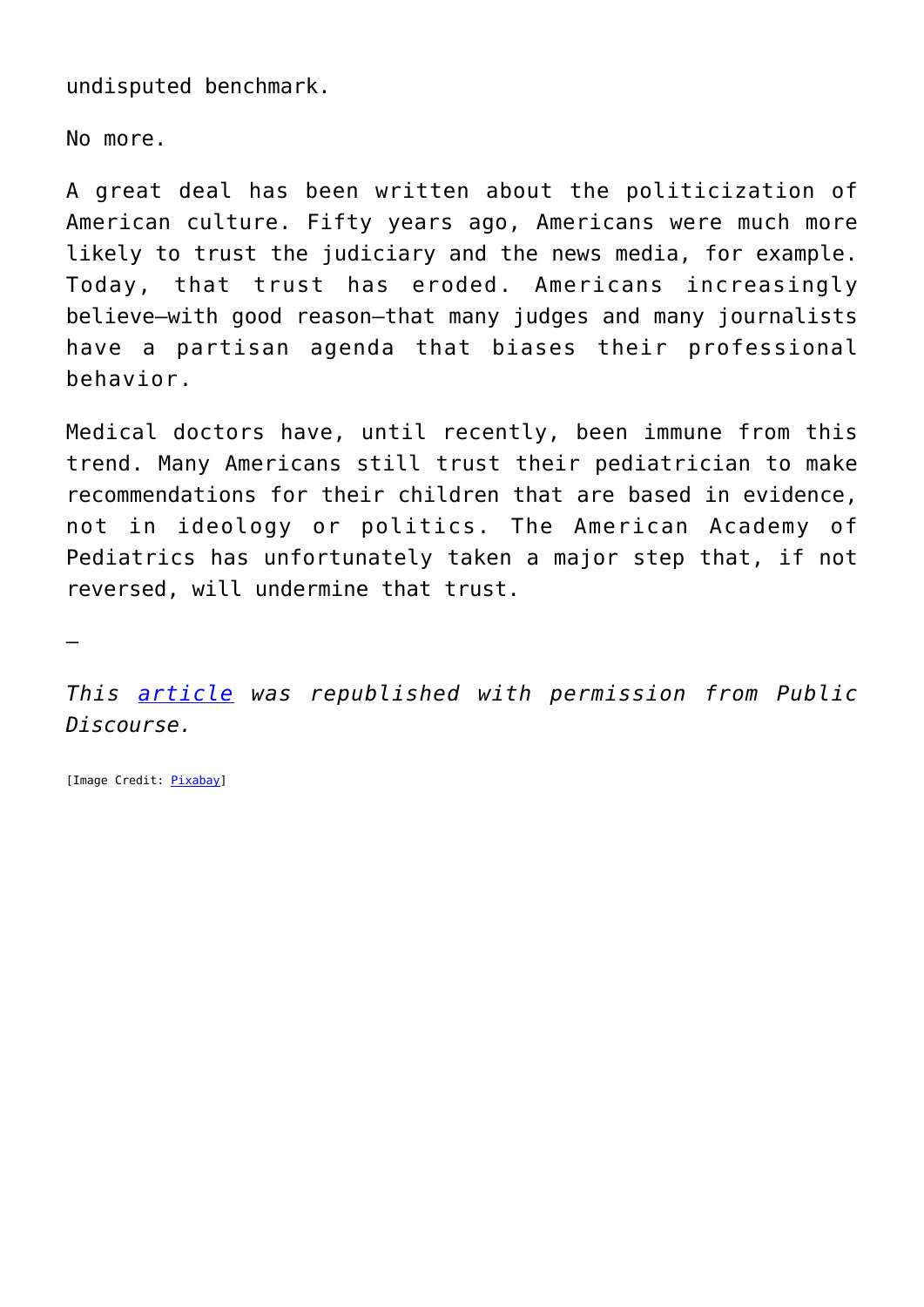undisputed benchmark.

No more.

A great deal has been written about the politicization of American culture. Fifty years ago, Americans were much more likely to trust the judiciary and the news media, for example. Today, that trust has eroded. Americans increasingly believe—with good reason—that many judges and many journalists have a partisan agenda that biases their professional behavior.

Medical doctors have, until recently, been immune from this trend. Many Americans still trust their pediatrician to make recommendations for their children that are based in evidence, not in ideology or politics. The American Academy of Pediatrics has unfortunately taken a major step that, if not reversed, will undermine that trust.

—

*This [article](article) was republished with permission from Public Discourse.*

[Image Credit: [Pixabay](Pixabay)]